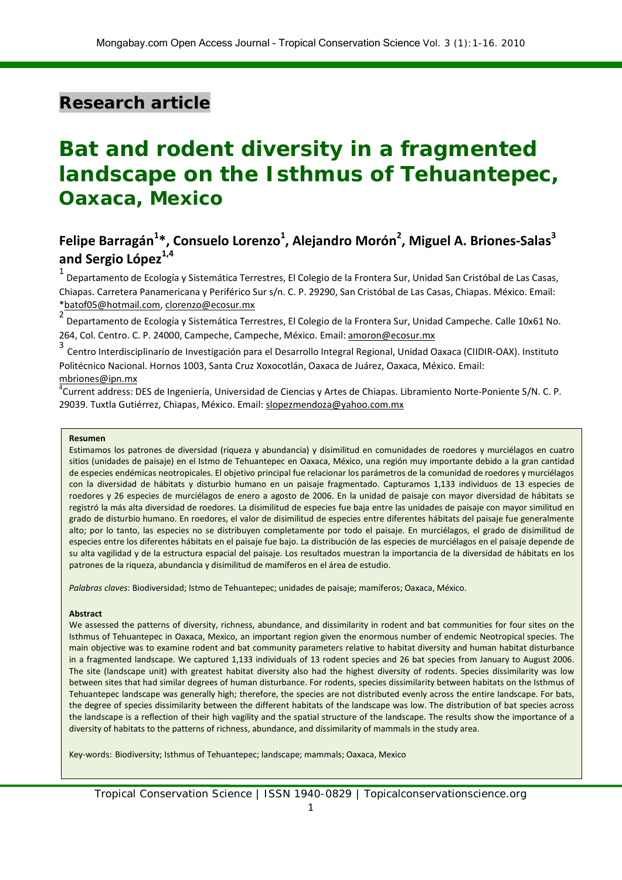## Research article

# Bat and rodent diversity in a fragmented landscape on the Isthmus of Tehuantepec, Oaxaca, Mexico

### Felipe Barragán[1]*, Consuelo Lorenzo[1], Alejandro Morón[2], Miguel A. Briones-Salas[3] and Sergio López[1,4]

[1] Departamento de Ecología y Sistemática Terrestres, El Colegio de la Frontera Sur, Unidad San Cristóbal de Las Casas, Chiapas. Carretera Panamericana y Periférico Sur s/n. C. P. 29290, San Cristóbal de Las Casas, Chiapas. México. Email: *batof05@hotmail.com, clorenzo@ecosur.mx

[2] Departamento de Ecología y Sistemática Terrestres, El Colegio de la Frontera Sur, Unidad Campeche. Calle 10x61 No. 264, Col. Centro. C. P. 24000, Campeche, Campeche, México. Email: amoron@ecosur.mx

[3] Centro Interdisciplinario de Investigación para el Desarrollo Integral Regional, Unidad Oaxaca (CIIDIR-OAX). Instituto Politécnico Nacional. Hornos 1003, Santa Cruz Xoxocotlán, Oaxaca de Juárez, Oaxaca, México. Email: mbriones@ipn.mx

[4] Current address: DES de Ingeniería, Universidad de Ciencias y Artes de Chiapas. Libramiento Norte-Poniente S/N. C. P. 29039. Tuxtla Gutiérrez, Chiapas, México. Email: slopezmendoza@yahoo.com.mx

**Resumen**

Estimamos los patrones de diversidad (riqueza y abundancia) y disimilitud en comunidades de roedores y murciélagos en cuatro sitios (unidades de paisaje) en el Istmo de Tehuantepec en Oaxaca, México, una región muy importante debido a la gran cantidad de especies endémicas neotropicales. El objetivo principal fue relacionar los parámetros de la comunidad de roedores y murciélagos con la diversidad de hábitats y disturbio humano en un paisaje fragmentado. Capturamos 1,133 individuos de 13 especies de roedores y 26 especies de murciélagos de enero a agosto de 2006. En la unidad de paisaje con mayor diversidad de hábitats se registró la más alta diversidad de roedores. La disimilitud de especies fue baja entre las unidades de paisaje con mayor similitud en grado de disturbio humano. En roedores, el valor de disimilitud de especies entre diferentes hábitats del paisaje fue generalmente alto; por lo tanto, las especies no se distribuyen completamente por todo el paisaje. En murciélagos, el grado de disimilitud de especies entre los diferentes hábitats en el paisaje fue bajo. La distribución de las especies de murciélagos en el paisaje depende de su alta vagilidad y de la estructura espacial del paisaje. Los resultados muestran la importancia de la diversidad de hábitats en los patrones de la riqueza, abundancia y disimilitud de mamíferos en el área de estudio.

*Palabras claves*: Biodiversidad; Istmo de Tehuantepec; unidades de paisaje; mamíferos; Oaxaca, México.

**Abstract**

We assessed the patterns of diversity, richness, abundance, and dissimilarity in rodent and bat communities for four sites on the Isthmus of Tehuantepec in Oaxaca, Mexico, an important region given the enormous number of endemic Neotropical species. The main objective was to examine rodent and bat community parameters relative to habitat diversity and human habitat disturbance in a fragmented landscape. We captured 1,133 individuals of 13 rodent species and 26 bat species from January to August 2006. The site (landscape unit) with greatest habitat diversity also had the highest diversity of rodents. Species dissimilarity was low between sites that had similar degrees of human disturbance. For rodents, species dissimilarity between habitats on the Isthmus of Tehuantepec landscape was generally high; therefore, the species are not distributed evenly across the entire landscape. For bats, the degree of species dissimilarity between the different habitats of the landscape was low. The distribution of bat species across the landscape is a reflection of their high vagility and the spatial structure of the landscape. The results show the importance of a diversity of habitats to the patterns of richness, abundance, and dissimilarity of mammals in the study area.

Key-words: Biodiversity; Isthmus of Tehuantepec; landscape; mammals; Oaxaca, Mexico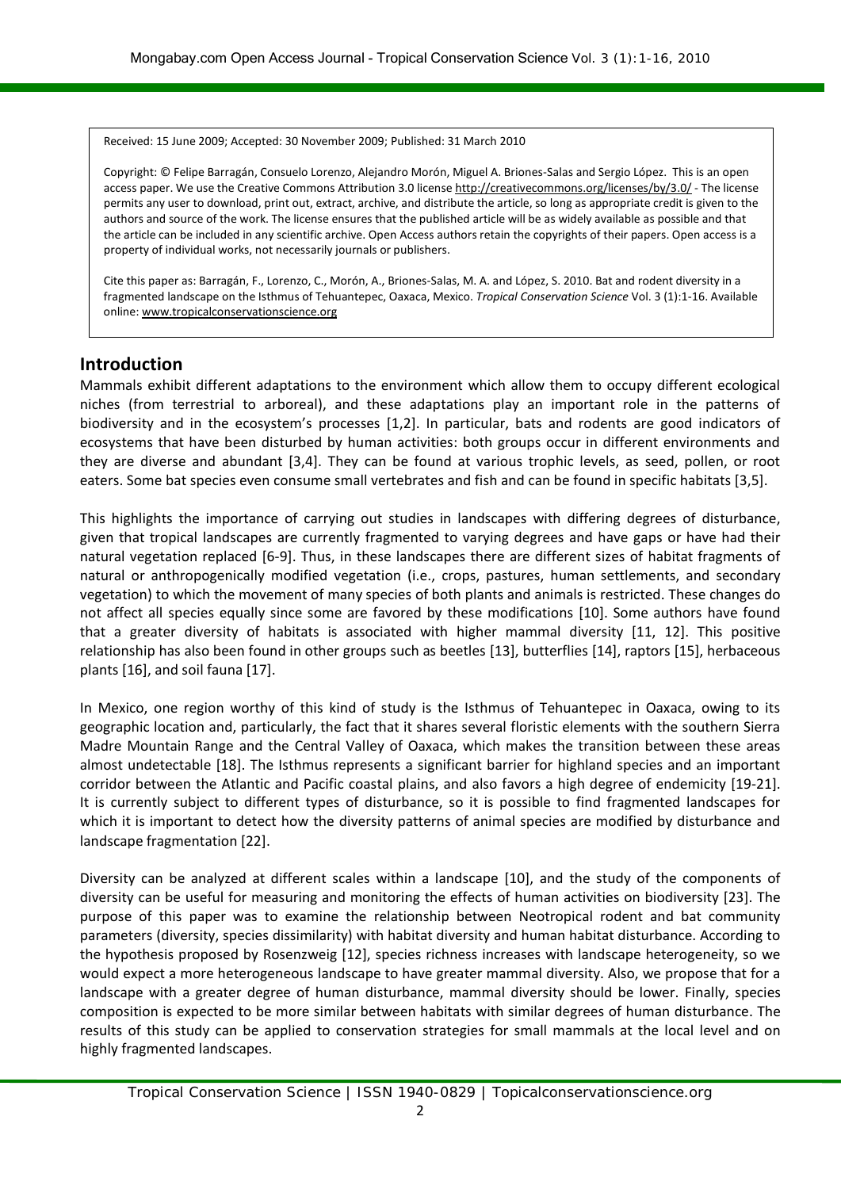Received: 15 June 2009; Accepted: 30 November 2009; Published: 31 March 2010

Copyright: © Felipe Barragán, Consuelo Lorenzo, Alejandro Morón, Miguel A. Briones-Salas and Sergio López. This is an open access paper. We use the Creative Commons Attribution 3.0 license http://creativecommons.org/licenses/by/3.0/ - The license permits any user to download, print out, extract, archive, and distribute the article, so long as appropriate credit is given to the authors and source of the work. The license ensures that the published article will be as widely available as possible and that the article can be included in any scientific archive. Open Access authors retain the copyrights of their papers. Open access is a property of individual works, not necessarily journals or publishers.

Cite this paper as: Barragán, F., Lorenzo, C., Morón, A., Briones-Salas, M. A. and López, S. 2010. Bat and rodent diversity in a fragmented landscape on the Isthmus of Tehuantepec, Oaxaca, Mexico. *Tropical Conservation Science* Vol. 3 (1):1-16. Available online: www.tropicalconservationscience.org

## Introduction

Mammals exhibit different adaptations to the environment which allow them to occupy different ecological niches (from terrestrial to arboreal), and these adaptations play an important role in the patterns of biodiversity and in the ecosystem's processes [1,2]. In particular, bats and rodents are good indicators of ecosystems that have been disturbed by human activities: both groups occur in different environments and they are diverse and abundant [3,4]. They can be found at various trophic levels, as seed, pollen, or root eaters. Some bat species even consume small vertebrates and fish and can be found in specific habitats [3,5].

This highlights the importance of carrying out studies in landscapes with differing degrees of disturbance, given that tropical landscapes are currently fragmented to varying degrees and have gaps or have had their natural vegetation replaced [6-9]. Thus, in these landscapes there are different sizes of habitat fragments of natural or anthropogenically modified vegetation (i.e., crops, pastures, human settlements, and secondary vegetation) to which the movement of many species of both plants and animals is restricted. These changes do not affect all species equally since some are favored by these modifications [10]. Some authors have found that a greater diversity of habitats is associated with higher mammal diversity [11, 12]. This positive relationship has also been found in other groups such as beetles [13], butterflies [14], raptors [15], herbaceous plants [16], and soil fauna [17].

In Mexico, one region worthy of this kind of study is the Isthmus of Tehuantepec in Oaxaca, owing to its geographic location and, particularly, the fact that it shares several floristic elements with the southern Sierra Madre Mountain Range and the Central Valley of Oaxaca, which makes the transition between these areas almost undetectable [18]. The Isthmus represents a significant barrier for highland species and an important corridor between the Atlantic and Pacific coastal plains, and also favors a high degree of endemicity [19-21]. It is currently subject to different types of disturbance, so it is possible to find fragmented landscapes for which it is important to detect how the diversity patterns of animal species are modified by disturbance and landscape fragmentation [22].

Diversity can be analyzed at different scales within a landscape [10], and the study of the components of diversity can be useful for measuring and monitoring the effects of human activities on biodiversity [23]. The purpose of this paper was to examine the relationship between Neotropical rodent and bat community parameters (diversity, species dissimilarity) with habitat diversity and human habitat disturbance. According to the hypothesis proposed by Rosenzweig [12], species richness increases with landscape heterogeneity, so we would expect a more heterogeneous landscape to have greater mammal diversity. Also, we propose that for a landscape with a greater degree of human disturbance, mammal diversity should be lower. Finally, species composition is expected to be more similar between habitats with similar degrees of human disturbance. The results of this study can be applied to conservation strategies for small mammals at the local level and on highly fragmented landscapes.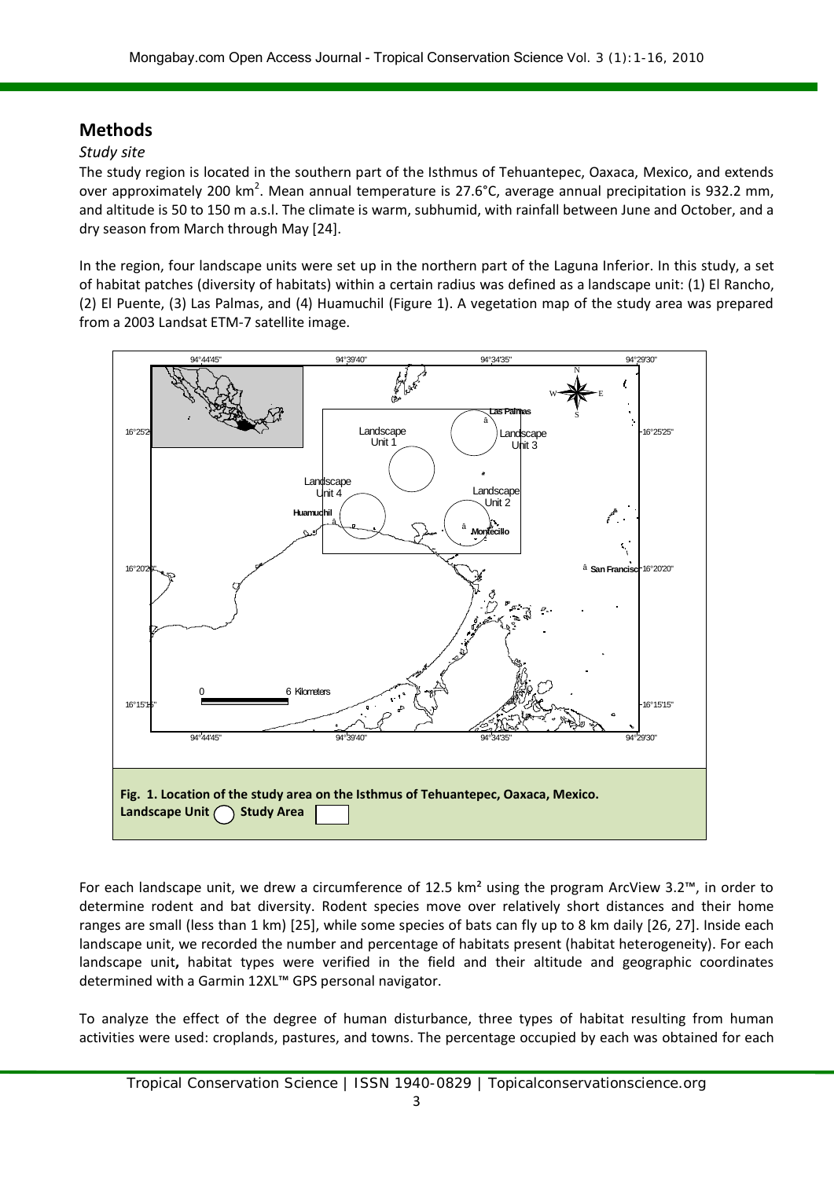## Methods

### *Study site*

The study region is located in the southern part of the Isthmus of Tehuantepec, Oaxaca, Mexico, and extends over approximately 200 km$^2$. Mean annual temperature is 27.6°C, average annual precipitation is 932.2 mm, and altitude is 50 to 150 m a.s.l. The climate is warm, subhumid, with rainfall between June and October, and a dry season from March through May [24].

In the region, four landscape units were set up in the northern part of the Laguna Inferior. In this study, a set of habitat patches (diversity of habitats) within a certain radius was defined as a landscape unit: (1) El Rancho, (2) El Puente, (3) Las Palmas, and (4) Huamuchil (Figure 1). A vegetation map of the study area was prepared from a 2003 Landsat ETM-7 satellite image.

**Fig. 1. Location of the study area on the Isthmus of Tehuantepec, Oaxaca, Mexico.**
**Landscape Unit ◯ Study Area ☐**

For each landscape unit, we drew a circumference of 12.5 km² using the program ArcView 3.2™, in order to determine rodent and bat diversity. Rodent species move over relatively short distances and their home ranges are small (less than 1 km) [25], while some species of bats can fly up to 8 km daily [26, 27]. Inside each landscape unit, we recorded the number and percentage of habitats present (habitat heterogeneity). For each landscape unit**,** habitat types were verified in the field and their altitude and geographic coordinates determined with a Garmin 12XL™ GPS personal navigator.

To analyze the effect of the degree of human disturbance, three types of habitat resulting from human activities were used: croplands, pastures, and towns. The percentage occupied by each was obtained for each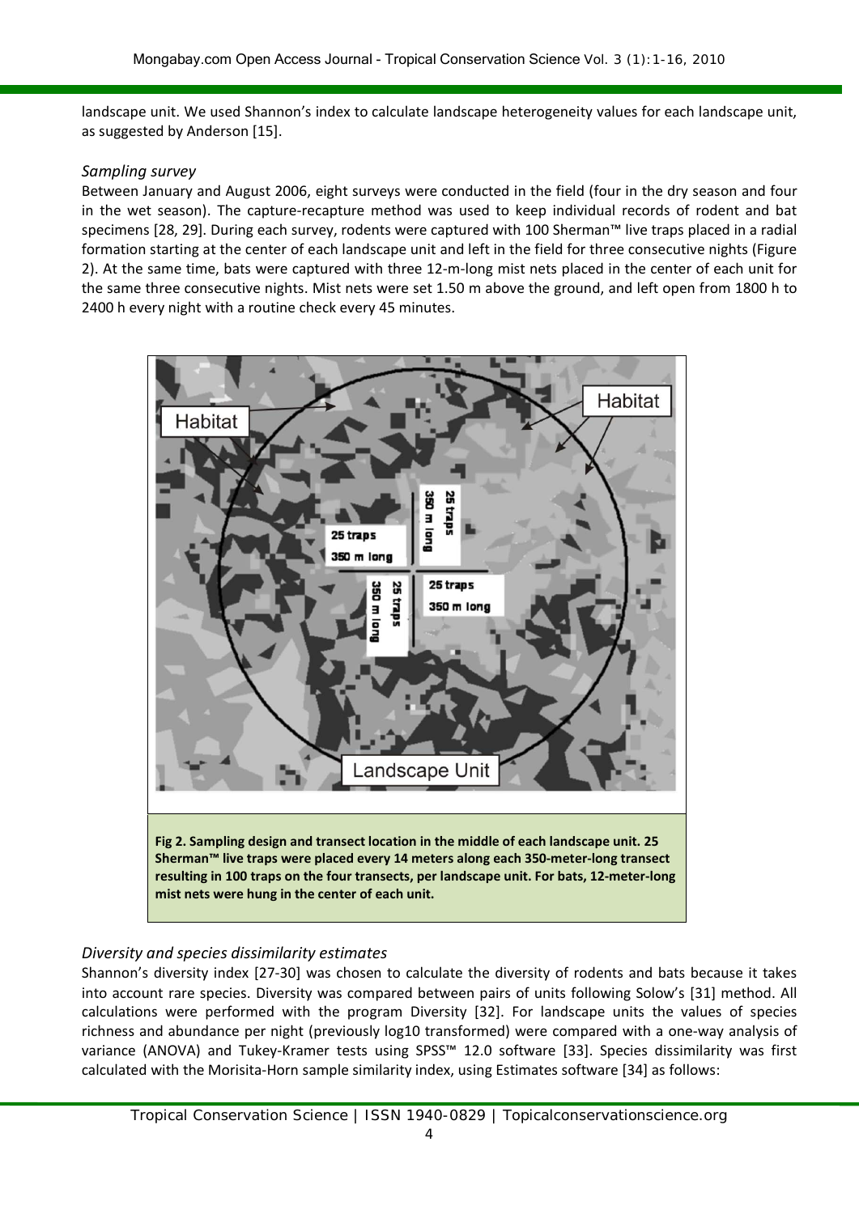landscape unit. We used Shannon's index to calculate landscape heterogeneity values for each landscape unit, as suggested by Anderson [15].

*Sampling survey*

Between January and August 2006, eight surveys were conducted in the field (four in the dry season and four in the wet season). The capture-recapture method was used to keep individual records of rodent and bat specimens [28, 29]. During each survey, rodents were captured with 100 Sherman™ live traps placed in a radial formation starting at the center of each landscape unit and left in the field for three consecutive nights (Figure 2). At the same time, bats were captured with three 12-m-long mist nets placed in the center of each unit for the same three consecutive nights. Mist nets were set 1.50 m above the ground, and left open from 1800 h to 2400 h every night with a routine check every 45 minutes.

**Fig 2. Sampling design and transect location in the middle of each landscape unit. 25 Sherman™ live traps were placed every 14 meters along each 350-meter-long transect resulting in 100 traps on the four transects, per landscape unit. For bats, 12-meter-long mist nets were hung in the center of each unit.**

*Diversity and species dissimilarity estimates*

Shannon's diversity index [27-30] was chosen to calculate the diversity of rodents and bats because it takes into account rare species. Diversity was compared between pairs of units following Solow's [31] method. All calculations were performed with the program Diversity [32]. For landscape units the values of species richness and abundance per night (previously log10 transformed) were compared with a one-way analysis of variance (ANOVA) and Tukey-Kramer tests using SPSS™ 12.0 software [33]. Species dissimilarity was first calculated with the Morisita-Horn sample similarity index, using Estimates software [34] as follows: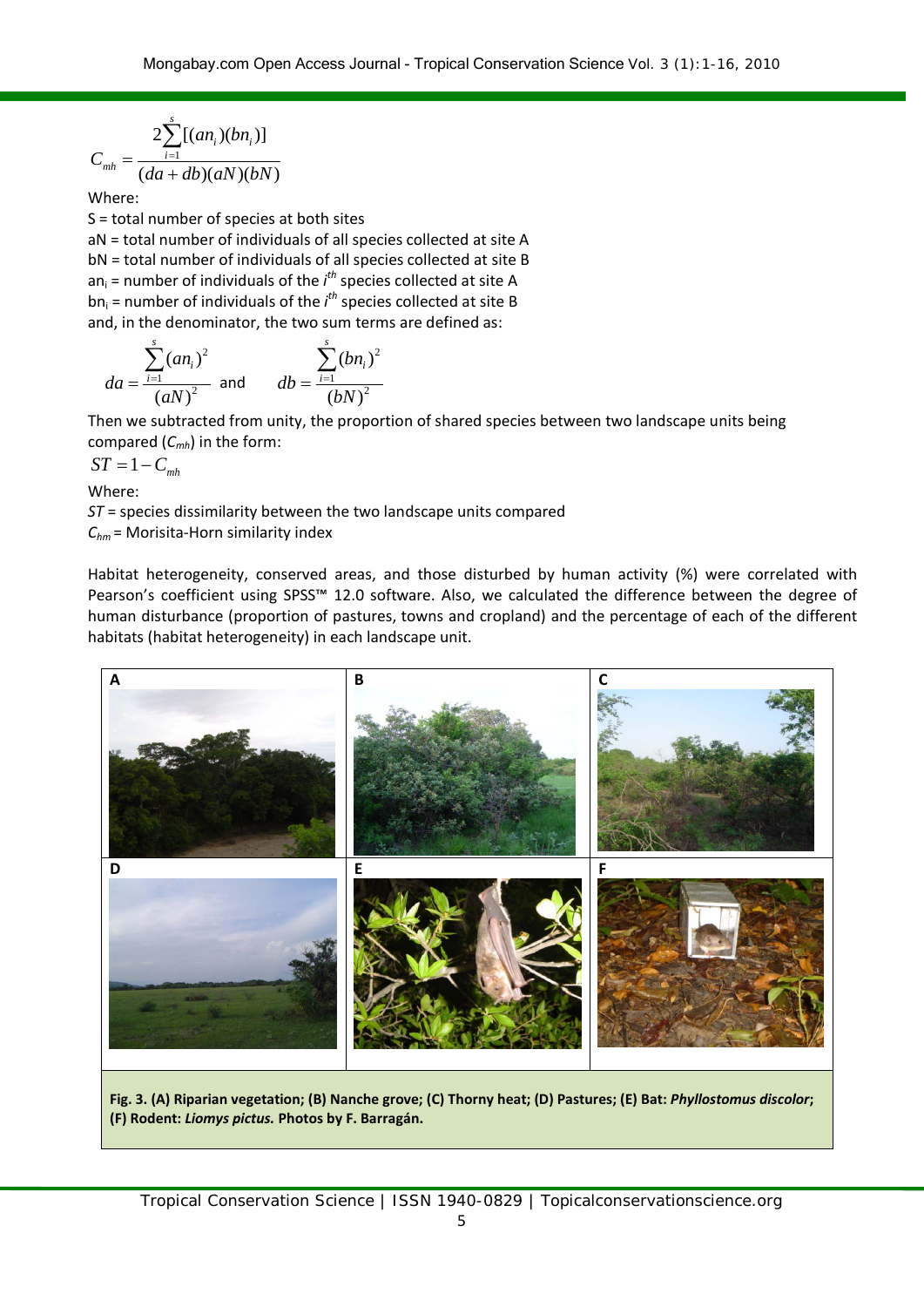$$C_{mh} = \frac{2\sum_{i=1}^{s}[(an_i)(bn_i)]}{(da+db)(aN)(bN)}$$

Where:

S = total number of species at both sites

aN = total number of individuals of all species collected at site A

bN = total number of individuals of all species collected at site B

$an_i$ = number of individuals of the $i^{th}$ species collected at site A

$bn_i$ = number of individuals of the $i^{th}$ species collected at site B

and, in the denominator, the two sum terms are defined as:

$$da = \frac{\sum_{i=1}^{s}(an_i)^2}{(aN)^2} \quad \text{and} \quad db = \frac{\sum_{i=1}^{s}(bn_i)^2}{(bN)^2}$$

Then we subtracted from unity, the proportion of shared species between two landscape units being compared ($C_{mh}$) in the form:

$$ST = 1 - C_{mh}$$

Where:

$ST$ = species dissimilarity between the two landscape units compared

$C_{hm}$ = Morisita-Horn similarity index

Habitat heterogeneity, conserved areas, and those disturbed by human activity (%) were correlated with Pearson's coefficient using SPSS™ 12.0 software. Also, we calculated the difference between the degree of human disturbance (proportion of pastures, towns and cropland) and the percentage of each of the different habitats (habitat heterogeneity) in each landscape unit.

**Fig. 3. (A) Riparian vegetation; (B) Nanche grove; (C) Thorny heat; (D) Pastures; (E) Bat: *Phyllostomus discolor*; (F) Rodent: *Liomys pictus.* Photos by F. Barragán.**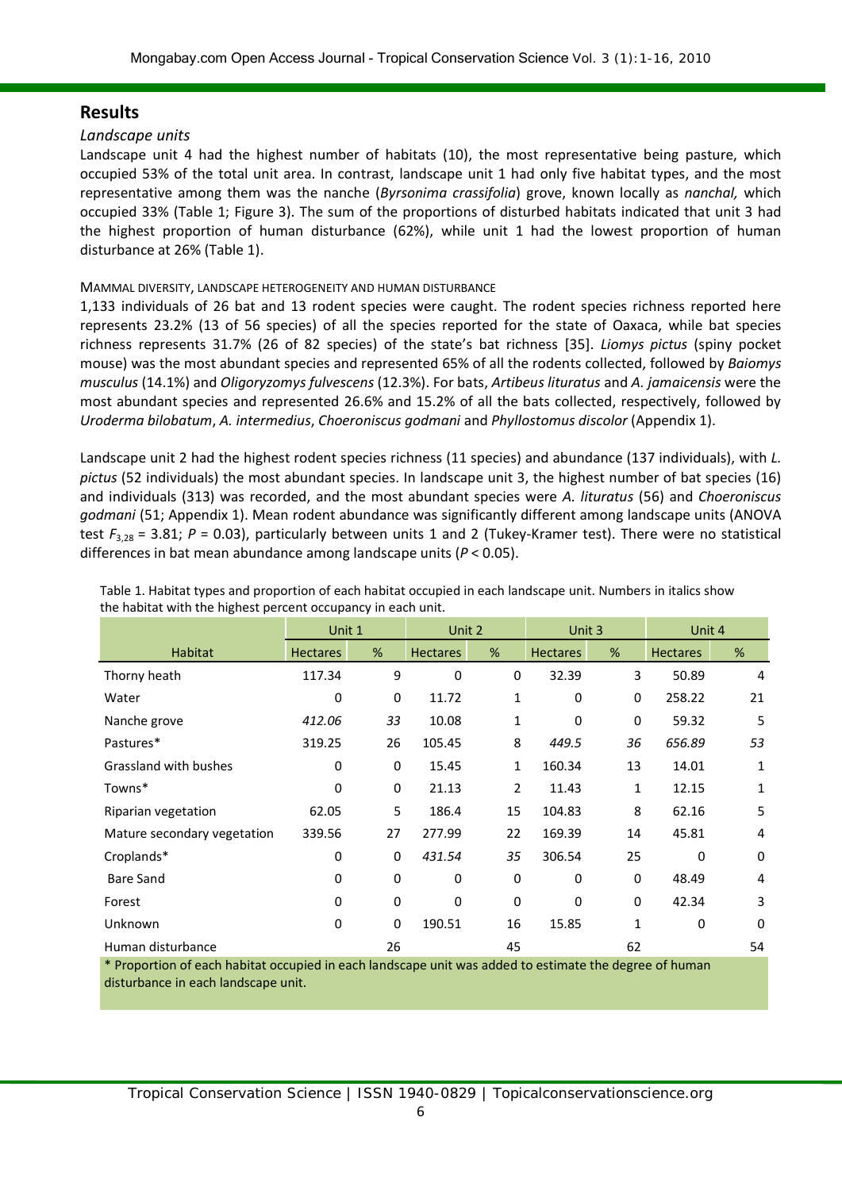## Results

### *Landscape units*

Landscape unit 4 had the highest number of habitats (10), the most representative being pasture, which occupied 53% of the total unit area. In contrast, landscape unit 1 had only five habitat types, and the most representative among them was the nanche (*Byrsonima crassifolia*) grove, known locally as *nanchal,* which occupied 33% (Table 1; Figure 3). The sum of the proportions of disturbed habitats indicated that unit 3 had the highest proportion of human disturbance (62%), while unit 1 had the lowest proportion of human disturbance at 26% (Table 1).

#### MAMMAL DIVERSITY, LANDSCAPE HETEROGENEITY AND HUMAN DISTURBANCE

1,133 individuals of 26 bat and 13 rodent species were caught. The rodent species richness reported here represents 23.2% (13 of 56 species) of all the species reported for the state of Oaxaca, while bat species richness represents 31.7% (26 of 82 species) of the state's bat richness [35]. *Liomys pictus* (spiny pocket mouse) was the most abundant species and represented 65% of all the rodents collected, followed by *Baiomys musculus* (14.1%) and *Oligoryzomys fulvescens* (12.3%). For bats, *Artibeus lituratus* and *A. jamaicensis* were the most abundant species and represented 26.6% and 15.2% of all the bats collected, respectively, followed by *Uroderma bilobatum*, *A. intermedius*, *Choeroniscus godmani* and *Phyllostomus discolor* (Appendix 1).

Landscape unit 2 had the highest rodent species richness (11 species) and abundance (137 individuals), with *L. pictus* (52 individuals) the most abundant species. In landscape unit 3, the highest number of bat species (16) and individuals (313) was recorded, and the most abundant species were *A. lituratus* (56) and *Choeroniscus godmani* (51; Appendix 1). Mean rodent abundance was significantly different among landscape units (ANOVA test $F_{3,28}$ = 3.81; $P$ = 0.03), particularly between units 1 and 2 (Tukey-Kramer test). There were no statistical differences in bat mean abundance among landscape units ($P$ < 0.05).

Table 1. Habitat types and proportion of each habitat occupied in each landscape unit. Numbers in italics show the habitat with the highest percent occupancy in each unit.

| | Unit 1 | | Unit 2 | | Unit 3 | | Unit 4 | |
|---|---|---|---|---|---|---|---|---|
| Habitat | Hectares | % | Hectares | % | Hectares | % | Hectares | % |
| Thorny heath | 117.34 | 9 | 0 | 0 | 32.39 | 3 | 50.89 | 4 |
| Water | 0 | 0 | 11.72 | 1 | 0 | 0 | 258.22 | 21 |
| Nanche grove | *412.06* | *33* | 10.08 | 1 | 0 | 0 | 59.32 | 5 |
| Pastures* | 319.25 | 26 | 105.45 | 8 | *449.5* | *36* | *656.89* | *53* |
| Grassland with bushes | 0 | 0 | 15.45 | 1 | 160.34 | 13 | 14.01 | 1 |
| Towns* | 0 | 0 | 21.13 | 2 | 11.43 | 1 | 12.15 | 1 |
| Riparian vegetation | 62.05 | 5 | 186.4 | 15 | 104.83 | 8 | 62.16 | 5 |
| Mature secondary vegetation | 339.56 | 27 | 277.99 | 22 | 169.39 | 14 | 45.81 | 4 |
| Croplands* | 0 | 0 | *431.54* | *35* | 306.54 | 25 | 0 | 0 |
| Bare Sand | 0 | 0 | 0 | 0 | 0 | 0 | 48.49 | 4 |
| Forest | 0 | 0 | 0 | 0 | 0 | 0 | 42.34 | 3 |
| Unknown | 0 | 0 | 190.51 | 16 | 15.85 | 1 | 0 | 0 |
| Human disturbance | | 26 | | 45 | | 62 | | 54 |

\* Proportion of each habitat occupied in each landscape unit was added to estimate the degree of human disturbance in each landscape unit.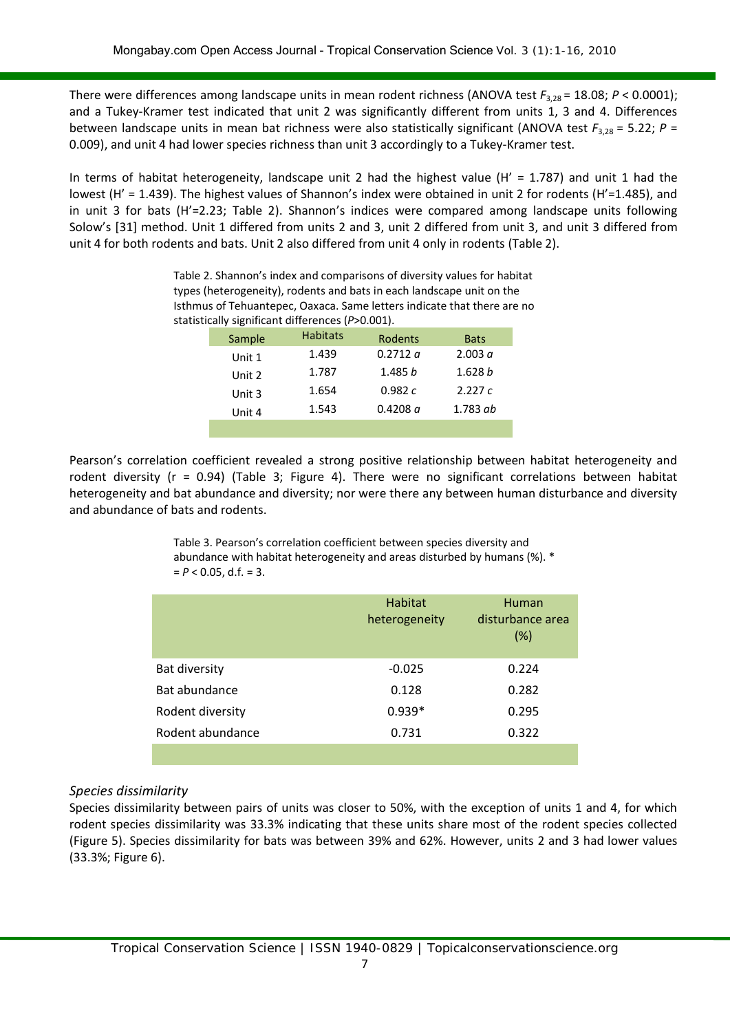There were differences among landscape units in mean rodent richness (ANOVA test $F_{3,28} = 18.08$; $P < 0.0001$); and a Tukey-Kramer test indicated that unit 2 was significantly different from units 1, 3 and 4. Differences between landscape units in mean bat richness were also statistically significant (ANOVA test $F_{3,28} = 5.22$; $P = 0.009$), and unit 4 had lower species richness than unit 3 accordingly to a Tukey-Kramer test.

In terms of habitat heterogeneity, landscape unit 2 had the highest value (H' = 1.787) and unit 1 had the lowest (H' = 1.439). The highest values of Shannon's index were obtained in unit 2 for rodents (H'=1.485), and in unit 3 for bats (H'=2.23; Table 2). Shannon's indices were compared among landscape units following Solow's [31] method. Unit 1 differed from units 2 and 3, unit 2 differed from unit 3, and unit 3 differed from unit 4 for both rodents and bats. Unit 2 also differed from unit 4 only in rodents (Table 2).

Table 2. Shannon's index and comparisons of diversity values for habitat types (heterogeneity), rodents and bats in each landscape unit on the Isthmus of Tehuantepec, Oaxaca. Same letters indicate that there are no statistically significant differences ($P>0.001$).

| Sample | Habitats | Rodents | Bats |
|---|---|---|---|
| Unit 1 | 1.439 | 0.2712 *a* | 2.003 *a* |
| Unit 2 | 1.787 | 1.485 *b* | 1.628 *b* |
| Unit 3 | 1.654 | 0.982 *c* | 2.227 *c* |
| Unit 4 | 1.543 | 0.4208 *a* | 1.783 *ab* |

Pearson's correlation coefficient revealed a strong positive relationship between habitat heterogeneity and rodent diversity (r = 0.94) (Table 3; Figure 4). There were no significant correlations between habitat heterogeneity and bat abundance and diversity; nor were there any between human disturbance and diversity and abundance of bats and rodents.

Table 3. Pearson's correlation coefficient between species diversity and abundance with habitat heterogeneity and areas disturbed by humans (%). * = $P < 0.05$, d.f. = 3.

| | Habitat heterogeneity | Human disturbance area (%) |
|---|---|---|
| Bat diversity | -0.025 | 0.224 |
| Bat abundance | 0.128 | 0.282 |
| Rodent diversity | 0.939* | 0.295 |
| Rodent abundance | 0.731 | 0.322 |

### *Species dissimilarity*

Species dissimilarity between pairs of units was closer to 50%, with the exception of units 1 and 4, for which rodent species dissimilarity was 33.3% indicating that these units share most of the rodent species collected (Figure 5). Species dissimilarity for bats was between 39% and 62%. However, units 2 and 3 had lower values (33.3%; Figure 6).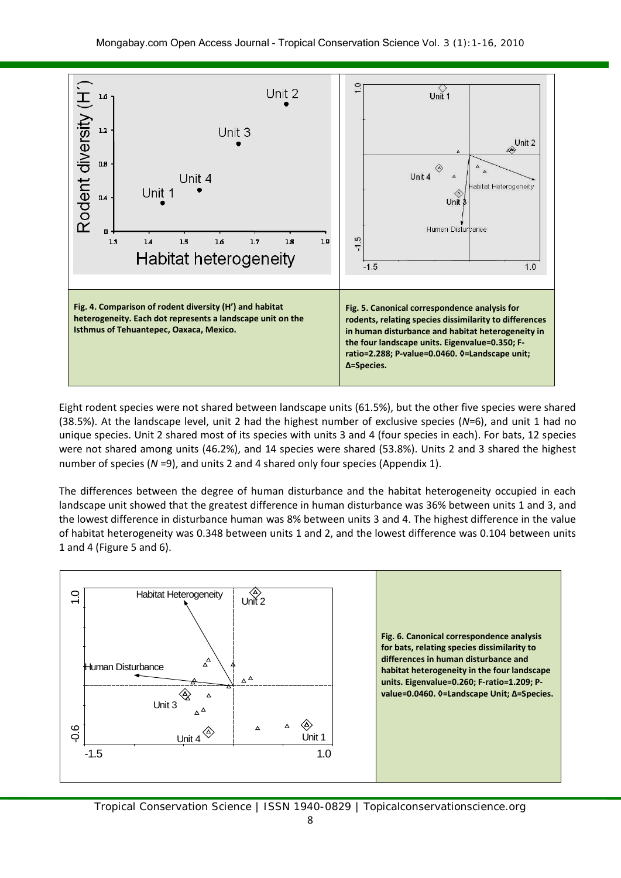**Fig. 4. Comparison of rodent diversity (H') and habitat heterogeneity. Each dot represents a landscape unit on the Isthmus of Tehuantepec, Oaxaca, Mexico.**

**Fig. 5. Canonical correspondence analysis for rodents, relating species dissimilarity to differences in human disturbance and habitat heterogeneity in the four landscape units. Eigenvalue=0.350; F-ratio=2.288; P-value=0.0460. ◊=Landscape unit; Δ=Species.**

Eight rodent species were not shared between landscape units (61.5%), but the other five species were shared (38.5%). At the landscape level, unit 2 had the highest number of exclusive species (*N*=6), and unit 1 had no unique species. Unit 2 shared most of its species with units 3 and 4 (four species in each). For bats, 12 species were not shared among units (46.2%), and 14 species were shared (53.8%). Units 2 and 3 shared the highest number of species (*N* =9), and units 2 and 4 shared only four species (Appendix 1).

The differences between the degree of human disturbance and the habitat heterogeneity occupied in each landscape unit showed that the greatest difference in human disturbance was 36% between units 1 and 3, and the lowest difference in disturbance human was 8% between units 3 and 4. The highest difference in the value of habitat heterogeneity was 0.348 between units 1 and 2, and the lowest difference was 0.104 between units 1 and 4 (Figure 5 and 6).

**Fig. 6. Canonical correspondence analysis for bats, relating species dissimilarity to differences in human disturbance and habitat heterogeneity in the four landscape units. Eigenvalue=0.260; F-ratio=1.209; P-value=0.0460. ◊=Landscape Unit; Δ=Species.**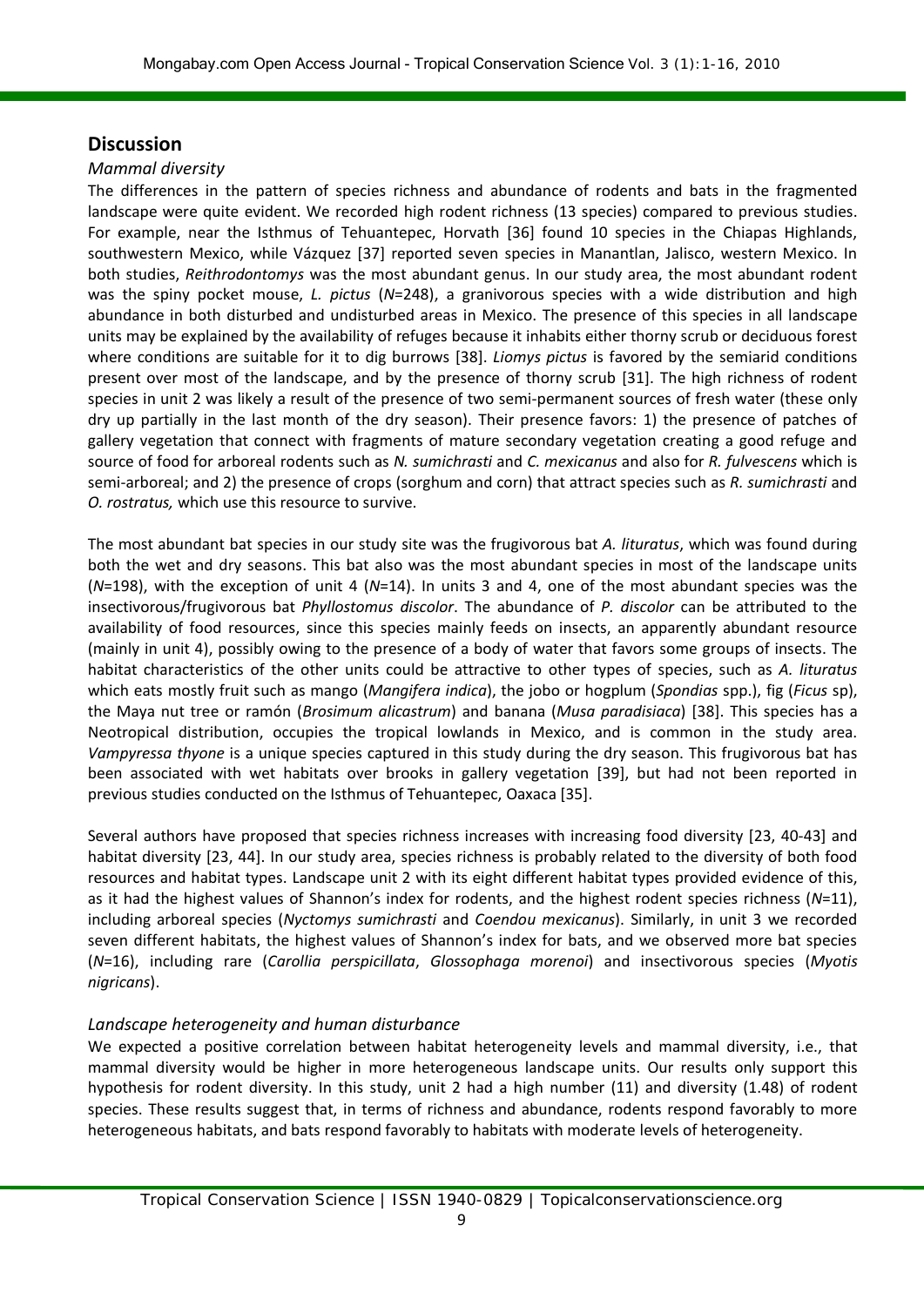## Discussion

### *Mammal diversity*

The differences in the pattern of species richness and abundance of rodents and bats in the fragmented landscape were quite evident. We recorded high rodent richness (13 species) compared to previous studies. For example, near the Isthmus of Tehuantepec, Horvath [36] found 10 species in the Chiapas Highlands, southwestern Mexico, while Vázquez [37] reported seven species in Manantlan, Jalisco, western Mexico. In both studies, *Reithrodontomys* was the most abundant genus. In our study area, the most abundant rodent was the spiny pocket mouse, *L. pictus* (*N*=248), a granivorous species with a wide distribution and high abundance in both disturbed and undisturbed areas in Mexico. The presence of this species in all landscape units may be explained by the availability of refuges because it inhabits either thorny scrub or deciduous forest where conditions are suitable for it to dig burrows [38]. *Liomys pictus* is favored by the semiarid conditions present over most of the landscape, and by the presence of thorny scrub [31]. The high richness of rodent species in unit 2 was likely a result of the presence of two semi-permanent sources of fresh water (these only dry up partially in the last month of the dry season). Their presence favors: 1) the presence of patches of gallery vegetation that connect with fragments of mature secondary vegetation creating a good refuge and source of food for arboreal rodents such as *N. sumichrasti* and *C. mexicanus* and also for *R. fulvescens* which is semi-arboreal; and 2) the presence of crops (sorghum and corn) that attract species such as *R. sumichrasti* and *O. rostratus,* which use this resource to survive.

The most abundant bat species in our study site was the frugivorous bat *A. lituratus*, which was found during both the wet and dry seasons. This bat also was the most abundant species in most of the landscape units (*N*=198), with the exception of unit 4 (*N*=14). In units 3 and 4, one of the most abundant species was the insectivorous/frugivorous bat *Phyllostomus discolor*. The abundance of *P. discolor* can be attributed to the availability of food resources, since this species mainly feeds on insects, an apparently abundant resource (mainly in unit 4), possibly owing to the presence of a body of water that favors some groups of insects. The habitat characteristics of the other units could be attractive to other types of species, such as *A. lituratus* which eats mostly fruit such as mango (*Mangifera indica*), the jobo or hogplum (*Spondias* spp.), fig (*Ficus* sp), the Maya nut tree or ramón (*Brosimum alicastrum*) and banana (*Musa paradisiaca*) [38]. This species has a Neotropical distribution, occupies the tropical lowlands in Mexico, and is common in the study area. *Vampyressa thyone* is a unique species captured in this study during the dry season. This frugivorous bat has been associated with wet habitats over brooks in gallery vegetation [39], but had not been reported in previous studies conducted on the Isthmus of Tehuantepec, Oaxaca [35].

Several authors have proposed that species richness increases with increasing food diversity [23, 40-43] and habitat diversity [23, 44]. In our study area, species richness is probably related to the diversity of both food resources and habitat types. Landscape unit 2 with its eight different habitat types provided evidence of this, as it had the highest values of Shannon's index for rodents, and the highest rodent species richness (*N*=11), including arboreal species (*Nyctomys sumichrasti* and *Coendou mexicanus*). Similarly, in unit 3 we recorded seven different habitats, the highest values of Shannon's index for bats, and we observed more bat species (*N*=16), including rare (*Carollia perspicillata*, *Glossophaga morenoi*) and insectivorous species (*Myotis nigricans*).

### *Landscape heterogeneity and human disturbance*

We expected a positive correlation between habitat heterogeneity levels and mammal diversity, i.e., that mammal diversity would be higher in more heterogeneous landscape units. Our results only support this hypothesis for rodent diversity. In this study, unit 2 had a high number (11) and diversity (1.48) of rodent species. These results suggest that, in terms of richness and abundance, rodents respond favorably to more heterogeneous habitats, and bats respond favorably to habitats with moderate levels of heterogeneity.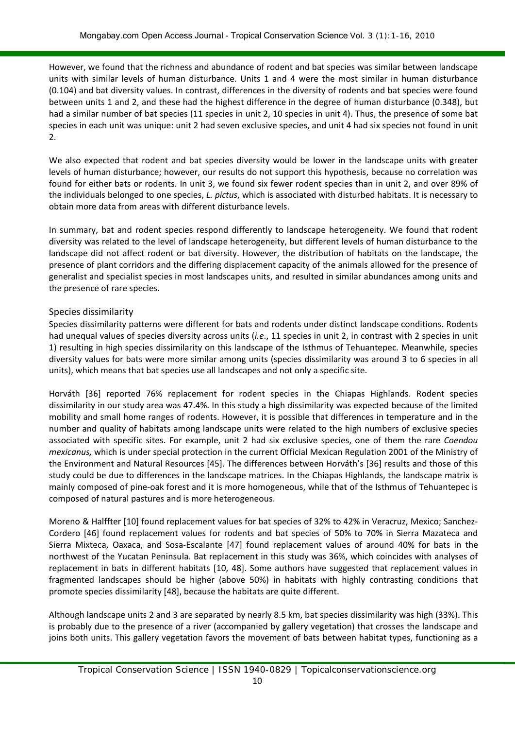However, we found that the richness and abundance of rodent and bat species was similar between landscape units with similar levels of human disturbance. Units 1 and 4 were the most similar in human disturbance (0.104) and bat diversity values. In contrast, differences in the diversity of rodents and bat species were found between units 1 and 2, and these had the highest difference in the degree of human disturbance (0.348), but had a similar number of bat species (11 species in unit 2, 10 species in unit 4). Thus, the presence of some bat species in each unit was unique: unit 2 had seven exclusive species, and unit 4 had six species not found in unit 2.

We also expected that rodent and bat species diversity would be lower in the landscape units with greater levels of human disturbance; however, our results do not support this hypothesis, because no correlation was found for either bats or rodents. In unit 3, we found six fewer rodent species than in unit 2, and over 89% of the individuals belonged to one species, *L. pictus*, which is associated with disturbed habitats. It is necessary to obtain more data from areas with different disturbance levels.

In summary, bat and rodent species respond differently to landscape heterogeneity. We found that rodent diversity was related to the level of landscape heterogeneity, but different levels of human disturbance to the landscape did not affect rodent or bat diversity. However, the distribution of habitats on the landscape, the presence of plant corridors and the differing displacement capacity of the animals allowed for the presence of generalist and specialist species in most landscapes units, and resulted in similar abundances among units and the presence of rare species.

### Species dissimilarity

Species dissimilarity patterns were different for bats and rodents under distinct landscape conditions. Rodents had unequal values of species diversity across units (*i.e*., 11 species in unit 2, in contrast with 2 species in unit 1) resulting in high species dissimilarity on this landscape of the Isthmus of Tehuantepec. Meanwhile, species diversity values for bats were more similar among units (species dissimilarity was around 3 to 6 species in all units), which means that bat species use all landscapes and not only a specific site.

Horváth [36] reported 76% replacement for rodent species in the Chiapas Highlands. Rodent species dissimilarity in our study area was 47.4%. In this study a high dissimilarity was expected because of the limited mobility and small home ranges of rodents. However, it is possible that differences in temperature and in the number and quality of habitats among landscape units were related to the high numbers of exclusive species associated with specific sites. For example, unit 2 had six exclusive species, one of them the rare *Coendou mexicanus,* which is under special protection in the current Official Mexican Regulation 2001 of the Ministry of the Environment and Natural Resources [45]. The differences between Horváth's [36] results and those of this study could be due to differences in the landscape matrices. In the Chiapas Highlands, the landscape matrix is mainly composed of pine-oak forest and it is more homogeneous, while that of the Isthmus of Tehuantepec is composed of natural pastures and is more heterogeneous.

Moreno & Halffter [10] found replacement values for bat species of 32% to 42% in Veracruz, Mexico; Sanchez-Cordero [46] found replacement values for rodents and bat species of 50% to 70% in Sierra Mazateca and Sierra Mixteca, Oaxaca, and Sosa-Escalante [47] found replacement values of around 40% for bats in the northwest of the Yucatan Peninsula. Bat replacement in this study was 36%, which coincides with analyses of replacement in bats in different habitats [10, 48]. Some authors have suggested that replacement values in fragmented landscapes should be higher (above 50%) in habitats with highly contrasting conditions that promote species dissimilarity [48], because the habitats are quite different.

Although landscape units 2 and 3 are separated by nearly 8.5 km, bat species dissimilarity was high (33%). This is probably due to the presence of a river (accompanied by gallery vegetation) that crosses the landscape and joins both units. This gallery vegetation favors the movement of bats between habitat types, functioning as a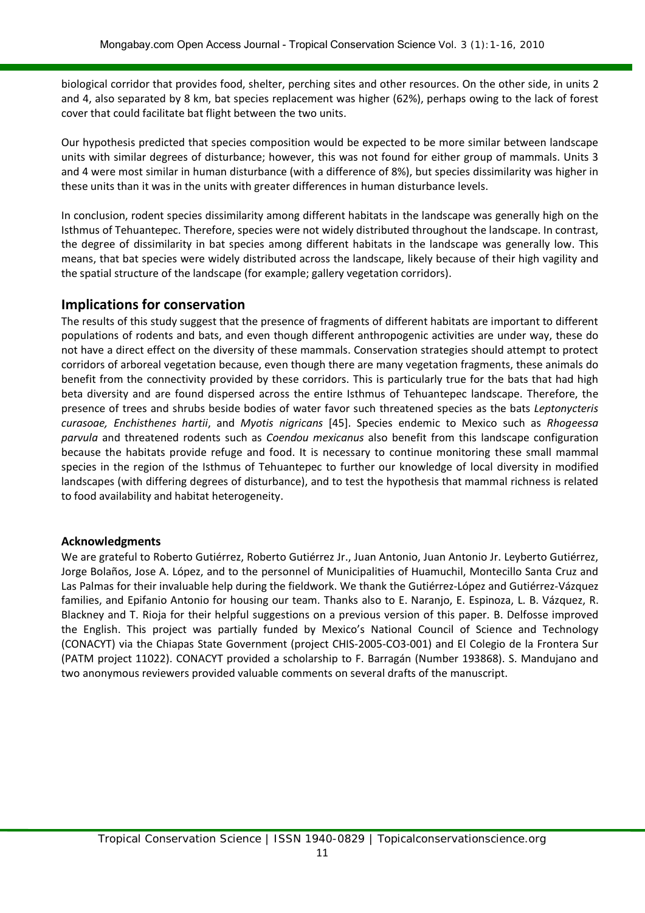biological corridor that provides food, shelter, perching sites and other resources. On the other side, in units 2 and 4, also separated by 8 km, bat species replacement was higher (62%), perhaps owing to the lack of forest cover that could facilitate bat flight between the two units.

Our hypothesis predicted that species composition would be expected to be more similar between landscape units with similar degrees of disturbance; however, this was not found for either group of mammals. Units 3 and 4 were most similar in human disturbance (with a difference of 8%), but species dissimilarity was higher in these units than it was in the units with greater differences in human disturbance levels.

In conclusion, rodent species dissimilarity among different habitats in the landscape was generally high on the Isthmus of Tehuantepec. Therefore, species were not widely distributed throughout the landscape. In contrast, the degree of dissimilarity in bat species among different habitats in the landscape was generally low. This means, that bat species were widely distributed across the landscape, likely because of their high vagility and the spatial structure of the landscape (for example; gallery vegetation corridors).

## Implications for conservation

The results of this study suggest that the presence of fragments of different habitats are important to different populations of rodents and bats, and even though different anthropogenic activities are under way, these do not have a direct effect on the diversity of these mammals. Conservation strategies should attempt to protect corridors of arboreal vegetation because, even though there are many vegetation fragments, these animals do benefit from the connectivity provided by these corridors. This is particularly true for the bats that had high beta diversity and are found dispersed across the entire Isthmus of Tehuantepec landscape. Therefore, the presence of trees and shrubs beside bodies of water favor such threatened species as the bats *Leptonycteris curasoae, Enchisthenes hartii*, and *Myotis nigricans* [45]. Species endemic to Mexico such as *Rhogeessa parvula* and threatened rodents such as *Coendou mexicanus* also benefit from this landscape configuration because the habitats provide refuge and food. It is necessary to continue monitoring these small mammal species in the region of the Isthmus of Tehuantepec to further our knowledge of local diversity in modified landscapes (with differing degrees of disturbance), and to test the hypothesis that mammal richness is related to food availability and habitat heterogeneity.

### Acknowledgments

We are grateful to Roberto Gutiérrez, Roberto Gutiérrez Jr., Juan Antonio, Juan Antonio Jr. Leyberto Gutiérrez, Jorge Bolaños, Jose A. López, and to the personnel of Municipalities of Huamuchil, Montecillo Santa Cruz and Las Palmas for their invaluable help during the fieldwork. We thank the Gutiérrez-López and Gutiérrez-Vázquez families, and Epifanio Antonio for housing our team. Thanks also to E. Naranjo, E. Espinoza, L. B. Vázquez, R. Blackney and T. Rioja for their helpful suggestions on a previous version of this paper. B. Delfosse improved the English. This project was partially funded by Mexico's National Council of Science and Technology (CONACYT) via the Chiapas State Government (project CHIS-2005-CO3-001) and El Colegio de la Frontera Sur (PATM project 11022). CONACYT provided a scholarship to F. Barragán (Number 193868). S. Mandujano and two anonymous reviewers provided valuable comments on several drafts of the manuscript.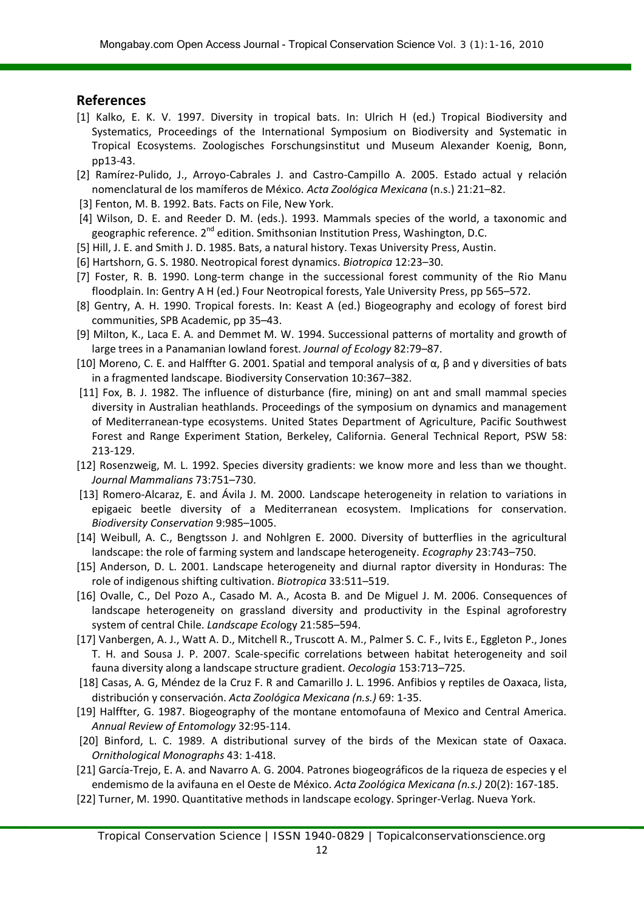## References

[1] Kalko, E. K. V. 1997. Diversity in tropical bats. In: Ulrich H (ed.) Tropical Biodiversity and Systematics, Proceedings of the International Symposium on Biodiversity and Systematic in Tropical Ecosystems. Zoologisches Forschungsinstitut und Museum Alexander Koenig, Bonn, pp13-43.

[2] Ramírez-Pulido, J., Arroyo-Cabrales J. and Castro-Campillo A. 2005. Estado actual y relación nomenclatural de los mamíferos de México. *Acta Zoológica Mexicana* (n.s.) 21:21–82.

[3] Fenton, M. B. 1992. Bats. Facts on File, New York.

[4] Wilson, D. E. and Reeder D. M. (eds.). 1993. Mammals species of the world, a taxonomic and geographic reference. 2nd edition. Smithsonian Institution Press, Washington, D.C.

[5] Hill, J. E. and Smith J. D. 1985. Bats, a natural history. Texas University Press, Austin.

[6] Hartshorn, G. S. 1980. Neotropical forest dynamics. *Biotropica* 12:23–30.

[7] Foster, R. B. 1990. Long-term change in the successional forest community of the Rio Manu floodplain. In: Gentry A H (ed.) Four Neotropical forests, Yale University Press, pp 565–572.

[8] Gentry, A. H. 1990. Tropical forests. In: Keast A (ed.) Biogeography and ecology of forest bird communities, SPB Academic, pp 35–43.

[9] Milton, K., Laca E. A. and Demmet M. W. 1994. Successional patterns of mortality and growth of large trees in a Panamanian lowland forest. *Journal of Ecology* 82:79–87.

[10] Moreno, C. E. and Halffter G. 2001. Spatial and temporal analysis of α, β and γ diversities of bats in a fragmented landscape. Biodiversity Conservation 10:367–382.

[11] Fox, B. J. 1982. The influence of disturbance (fire, mining) on ant and small mammal species diversity in Australian heathlands. Proceedings of the symposium on dynamics and management of Mediterranean-type ecosystems. United States Department of Agriculture, Pacific Southwest Forest and Range Experiment Station, Berkeley, California. General Technical Report, PSW 58: 213-129.

[12] Rosenzweig, M. L. 1992. Species diversity gradients: we know more and less than we thought. *Journal Mammalians* 73:751–730.

[13] Romero-Alcaraz, E. and Ávila J. M. 2000. Landscape heterogeneity in relation to variations in epigaeic beetle diversity of a Mediterranean ecosystem. Implications for conservation. *Biodiversity Conservation* 9:985–1005.

[14] Weibull, A. C., Bengtsson J. and Nohlgren E. 2000. Diversity of butterflies in the agricultural landscape: the role of farming system and landscape heterogeneity. *Ecography* 23:743–750.

[15] Anderson, D. L. 2001. Landscape heterogeneity and diurnal raptor diversity in Honduras: The role of indigenous shifting cultivation. *Biotropica* 33:511–519.

[16] Ovalle, C., Del Pozo A., Casado M. A., Acosta B. and De Miguel J. M. 2006. Consequences of landscape heterogeneity on grassland diversity and productivity in the Espinal agroforestry system of central Chile. *Landscape Ecol*ogy 21:585–594.

[17] Vanbergen, A. J., Watt A. D., Mitchell R., Truscott A. M., Palmer S. C. F., Ivits E., Eggleton P., Jones T. H. and Sousa J. P. 2007. Scale-specific correlations between habitat heterogeneity and soil fauna diversity along a landscape structure gradient. *Oecologia* 153:713–725.

[18] Casas, A. G, Méndez de la Cruz F. R and Camarillo J. L. 1996. Anfibios y reptiles de Oaxaca, lista, distribución y conservación. *Acta Zoológica Mexicana (n.s.)* 69: 1-35.

[19] Halffter, G. 1987. Biogeography of the montane entomofauna of Mexico and Central America. *Annual Review of Entomology* 32:95-114.

[20] Binford, L. C. 1989. A distributional survey of the birds of the Mexican state of Oaxaca. *Ornithological Monographs* 43: 1-418.

[21] García-Trejo, E. A. and Navarro A. G. 2004. Patrones biogeográficos de la riqueza de especies y el endemismo de la avifauna en el Oeste de México. *Acta Zoológica Mexicana (n.s.)* 20(2): 167-185.

[22] Turner, M. 1990. Quantitative methods in landscape ecology. Springer-Verlag. Nueva York.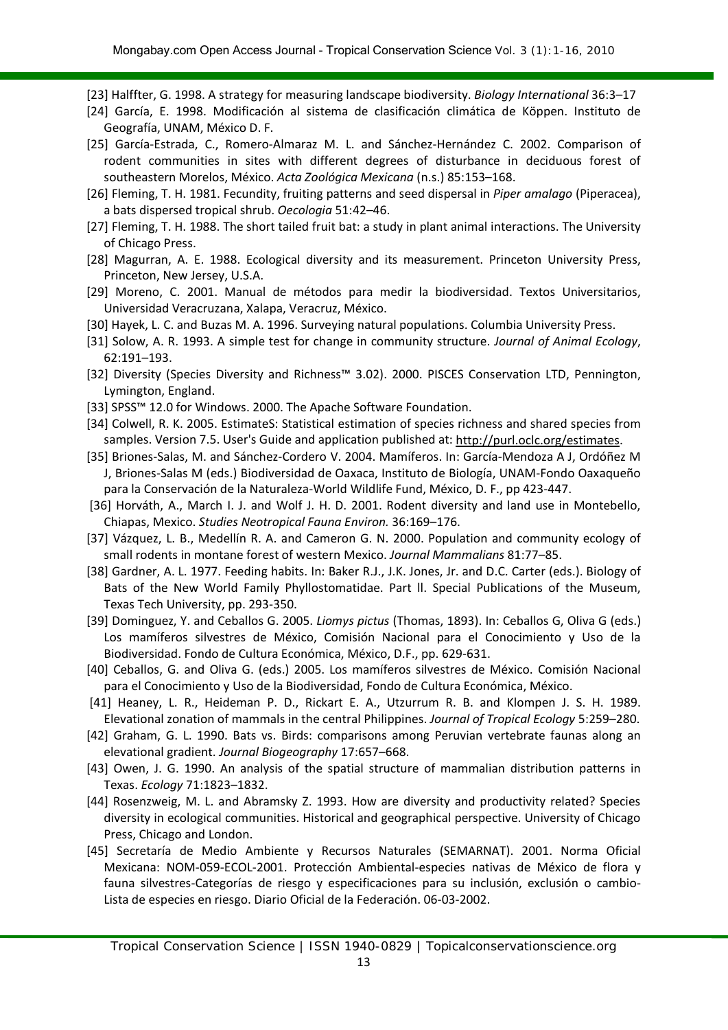[23] Halffter, G. 1998. A strategy for measuring landscape biodiversity. *Biology International* 36:3–17

[24] García, E. 1998. Modificación al sistema de clasificación climática de Köppen. Instituto de Geografía, UNAM, México D. F.

[25] García-Estrada, C., Romero-Almaraz M. L. and Sánchez-Hernández C. 2002. Comparison of rodent communities in sites with different degrees of disturbance in deciduous forest of southeastern Morelos, México. *Acta Zoológica Mexicana* (n.s.) 85:153–168.

[26] Fleming, T. H. 1981. Fecundity, fruiting patterns and seed dispersal in *Piper amalago* (Piperacea), a bats dispersed tropical shrub. *Oecologia* 51:42–46.

[27] Fleming, T. H. 1988. The short tailed fruit bat: a study in plant animal interactions. The University of Chicago Press.

[28] Magurran, A. E. 1988. Ecological diversity and its measurement. Princeton University Press, Princeton, New Jersey, U.S.A.

[29] Moreno, C. 2001. Manual de métodos para medir la biodiversidad. Textos Universitarios, Universidad Veracruzana, Xalapa, Veracruz, México.

[30] Hayek, L. C. and Buzas M. A. 1996. Surveying natural populations. Columbia University Press.

[31] Solow, A. R. 1993. A simple test for change in community structure. *Journal of Animal Ecology*, 62:191–193.

[32] Diversity (Species Diversity and Richness™ 3.02). 2000. PISCES Conservation LTD, Pennington, Lymington, England.

[33] SPSS™ 12.0 for Windows. 2000. The Apache Software Foundation.

[34] Colwell, R. K. 2005. EstimateS: Statistical estimation of species richness and shared species from samples. Version 7.5. User's Guide and application published at: http://purl.oclc.org/estimates.

[35] Briones-Salas, M. and Sánchez-Cordero V. 2004. Mamíferos. In: García-Mendoza A J, Ordóñez M J, Briones-Salas M (eds.) Biodiversidad de Oaxaca, Instituto de Biología, UNAM-Fondo Oaxaqueño para la Conservación de la Naturaleza-World Wildlife Fund, México, D. F., pp 423-447.

[36] Horváth, A., March I. J. and Wolf J. H. D. 2001. Rodent diversity and land use in Montebello, Chiapas, Mexico. *Studies Neotropical Fauna Environ.* 36:169–176.

[37] Vázquez, L. B., Medellín R. A. and Cameron G. N. 2000. Population and community ecology of small rodents in montane forest of western Mexico. *Journal Mammalians* 81:77–85.

[38] Gardner, A. L. 1977. Feeding habits. In: Baker R.J., J.K. Jones, Jr. and D.C. Carter (eds.). Biology of Bats of the New World Family Phyllostomatidae. Part ll. Special Publications of the Museum, Texas Tech University, pp. 293-350.

[39] Dominguez, Y. and Ceballos G. 2005. *Liomys pictus* (Thomas, 1893). In: Ceballos G, Oliva G (eds.) Los mamíferos silvestres de México, Comisión Nacional para el Conocimiento y Uso de la Biodiversidad. Fondo de Cultura Económica, México, D.F., pp. 629-631.

[40] Ceballos, G. and Oliva G. (eds.) 2005. Los mamíferos silvestres de México. Comisión Nacional para el Conocimiento y Uso de la Biodiversidad, Fondo de Cultura Económica, México.

[41] Heaney, L. R., Heideman P. D., Rickart E. A., Utzurrum R. B. and Klompen J. S. H. 1989. Elevational zonation of mammals in the central Philippines. *Journal of Tropical Ecology* 5:259–280.

[42] Graham, G. L. 1990. Bats vs. Birds: comparisons among Peruvian vertebrate faunas along an elevational gradient. *Journal Biogeography* 17:657–668.

[43] Owen, J. G. 1990. An analysis of the spatial structure of mammalian distribution patterns in Texas. *Ecology* 71:1823–1832.

[44] Rosenzweig, M. L. and Abramsky Z. 1993. How are diversity and productivity related? Species diversity in ecological communities. Historical and geographical perspective. University of Chicago Press, Chicago and London.

[45] Secretaría de Medio Ambiente y Recursos Naturales (SEMARNAT). 2001. Norma Oficial Mexicana: NOM-059-ECOL-2001. Protección Ambiental-especies nativas de México de flora y fauna silvestres-Categorías de riesgo y especificaciones para su inclusión, exclusión o cambio-Lista de especies en riesgo. Diario Oficial de la Federación. 06-03-2002.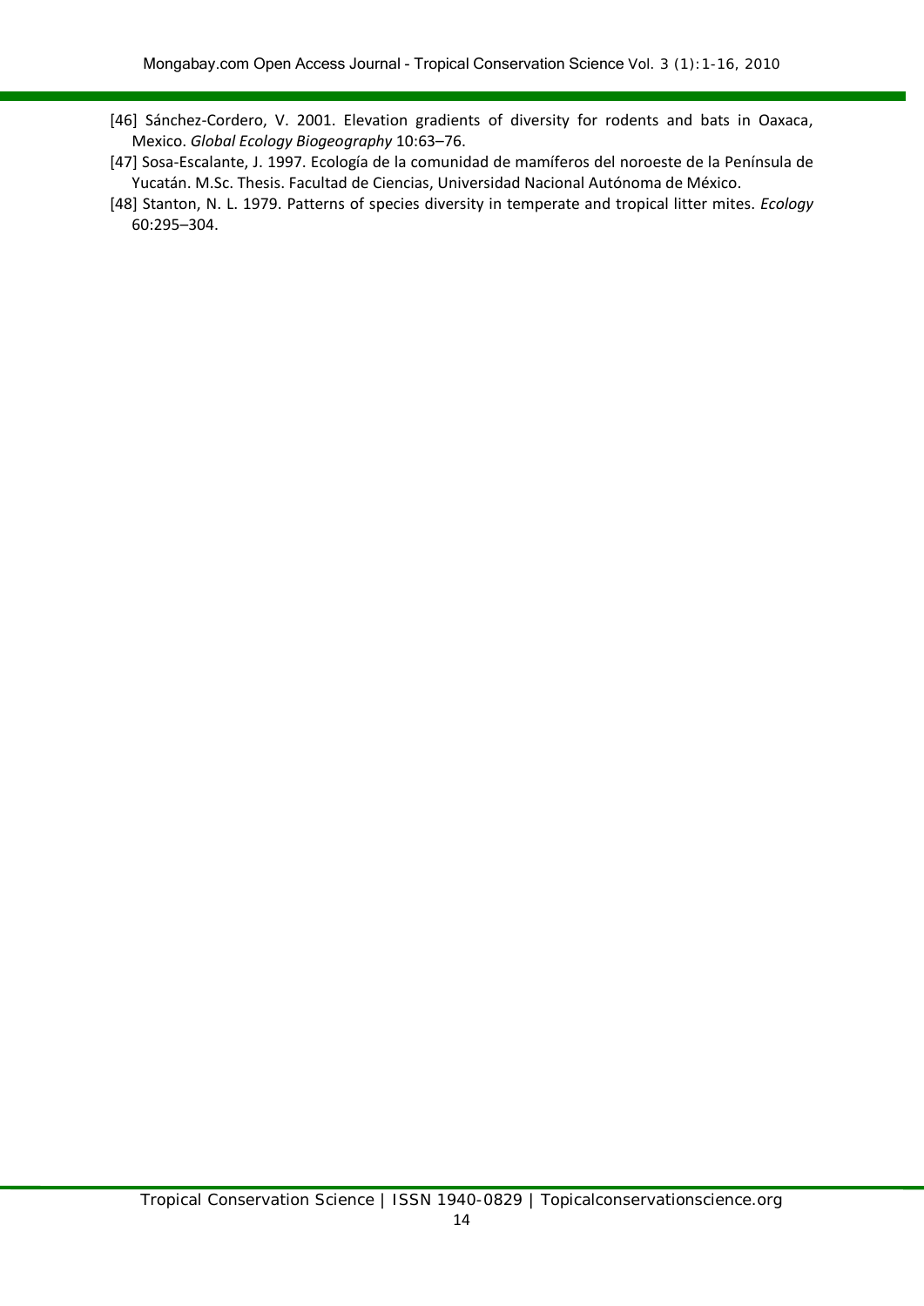[46] Sánchez-Cordero, V. 2001. Elevation gradients of diversity for rodents and bats in Oaxaca, Mexico. *Global Ecology Biogeography* 10:63–76.

[47] Sosa-Escalante, J. 1997. Ecología de la comunidad de mamíferos del noroeste de la Península de Yucatán. M.Sc. Thesis. Facultad de Ciencias, Universidad Nacional Autónoma de México.

[48] Stanton, N. L. 1979. Patterns of species diversity in temperate and tropical litter mites. *Ecology* 60:295–304.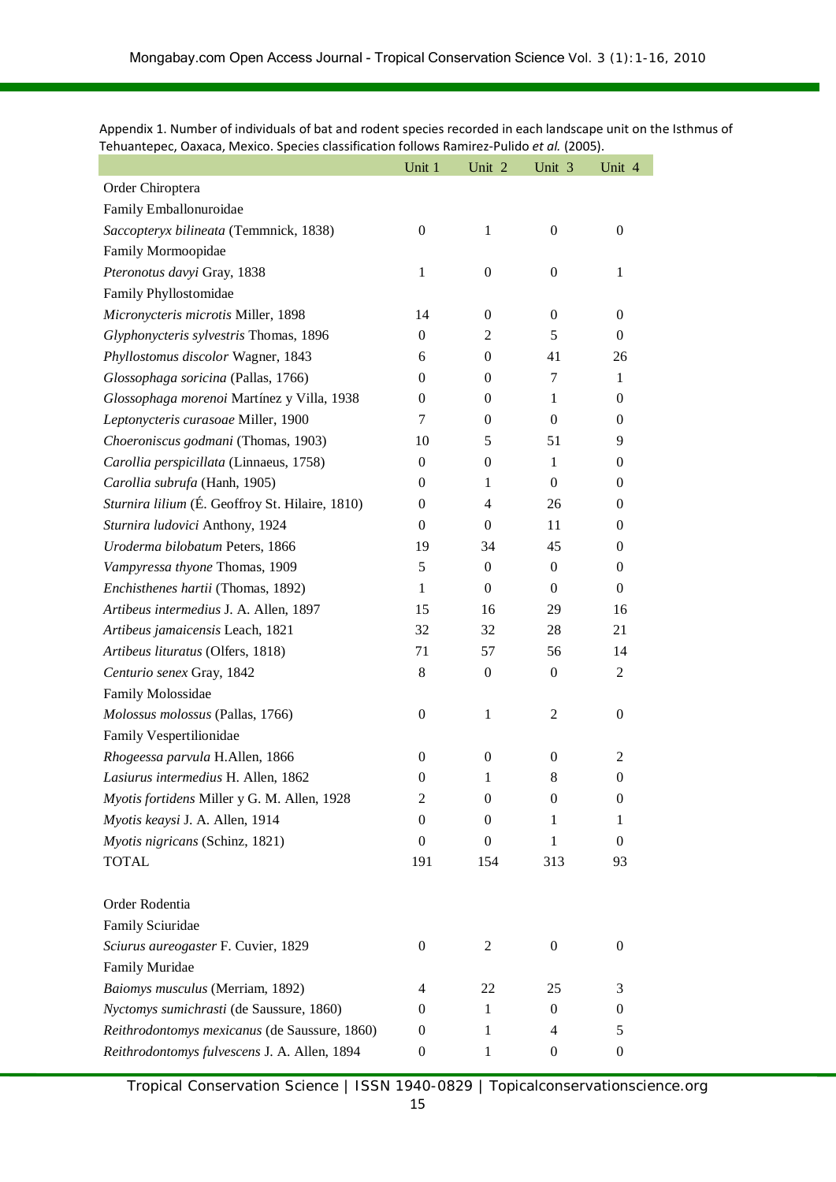Appendix 1. Number of individuals of bat and rodent species recorded in each landscape unit on the Isthmus of Tehuantepec, Oaxaca, Mexico. Species classification follows Ramirez-Pulido *et al.* (2005).

| | Unit 1 | Unit 2 | Unit 3 | Unit 4 |
|---|---|---|---|---|
| Order Chiroptera | | | | |
| Family Emballonuroidae | | | | |
| *Saccopteryx bilineata* (Temmnick, 1838) | 0 | 1 | 0 | 0 |
| Family Mormoopidae | | | | |
| *Pteronotus davyi* Gray, 1838 | 1 | 0 | 0 | 1 |
| Family Phyllostomidae | | | | |
| *Micronycteris microtis* Miller, 1898 | 14 | 0 | 0 | 0 |
| *Glyphonycteris sylvestris* Thomas, 1896 | 0 | 2 | 5 | 0 |
| *Phyllostomus discolor* Wagner, 1843 | 6 | 0 | 41 | 26 |
| *Glossophaga soricina* (Pallas, 1766) | 0 | 0 | 7 | 1 |
| *Glossophaga morenoi* Martínez y Villa, 1938 | 0 | 0 | 1 | 0 |
| *Leptonycteris curasoae* Miller, 1900 | 7 | 0 | 0 | 0 |
| *Choeroniscus godmani* (Thomas, 1903) | 10 | 5 | 51 | 9 |
| *Carollia perspicillata* (Linnaeus, 1758) | 0 | 0 | 1 | 0 |
| *Carollia subrufa* (Hanh, 1905) | 0 | 1 | 0 | 0 |
| *Sturnira lilium* (É. Geoffroy St. Hilaire, 1810) | 0 | 4 | 26 | 0 |
| *Sturnira ludovici* Anthony, 1924 | 0 | 0 | 11 | 0 |
| *Uroderma bilobatum* Peters, 1866 | 19 | 34 | 45 | 0 |
| *Vampyressa thyone* Thomas, 1909 | 5 | 0 | 0 | 0 |
| *Enchisthenes hartii* (Thomas, 1892) | 1 | 0 | 0 | 0 |
| *Artibeus intermedius* J. A. Allen, 1897 | 15 | 16 | 29 | 16 |
| *Artibeus jamaicensis* Leach, 1821 | 32 | 32 | 28 | 21 |
| *Artibeus lituratus* (Olfers, 1818) | 71 | 57 | 56 | 14 |
| *Centurio senex* Gray, 1842 | 8 | 0 | 0 | 2 |
| Family Molossidae | | | | |
| *Molossus molossus* (Pallas, 1766) | 0 | 1 | 2 | 0 |
| Family Vespertilionidae | | | | |
| *Rhogeessa parvula* H.Allen, 1866 | 0 | 0 | 0 | 2 |
| *Lasiurus intermedius* H. Allen, 1862 | 0 | 1 | 8 | 0 |
| *Myotis fortidens* Miller y G. M. Allen, 1928 | 2 | 0 | 0 | 0 |
| *Myotis keaysi* J. A. Allen, 1914 | 0 | 0 | 1 | 1 |
| *Myotis nigricans* (Schinz, 1821) | 0 | 0 | 1 | 0 |
| TOTAL | 191 | 154 | 313 | 93 |
| | | | | |
| Order Rodentia | | | | |
| Family Sciuridae | | | | |
| *Sciurus aureogaster* F. Cuvier, 1829 | 0 | 2 | 0 | 0 |
| Family Muridae | | | | |
| *Baiomys musculus* (Merriam, 1892) | 4 | 22 | 25 | 3 |
| *Nyctomys sumichrasti* (de Saussure, 1860) | 0 | 1 | 0 | 0 |
| *Reithrodontomys mexicanus* (de Saussure, 1860) | 0 | 1 | 4 | 5 |
| *Reithrodontomys fulvescens* J. A. Allen, 1894 | 0 | 1 | 0 | 0 |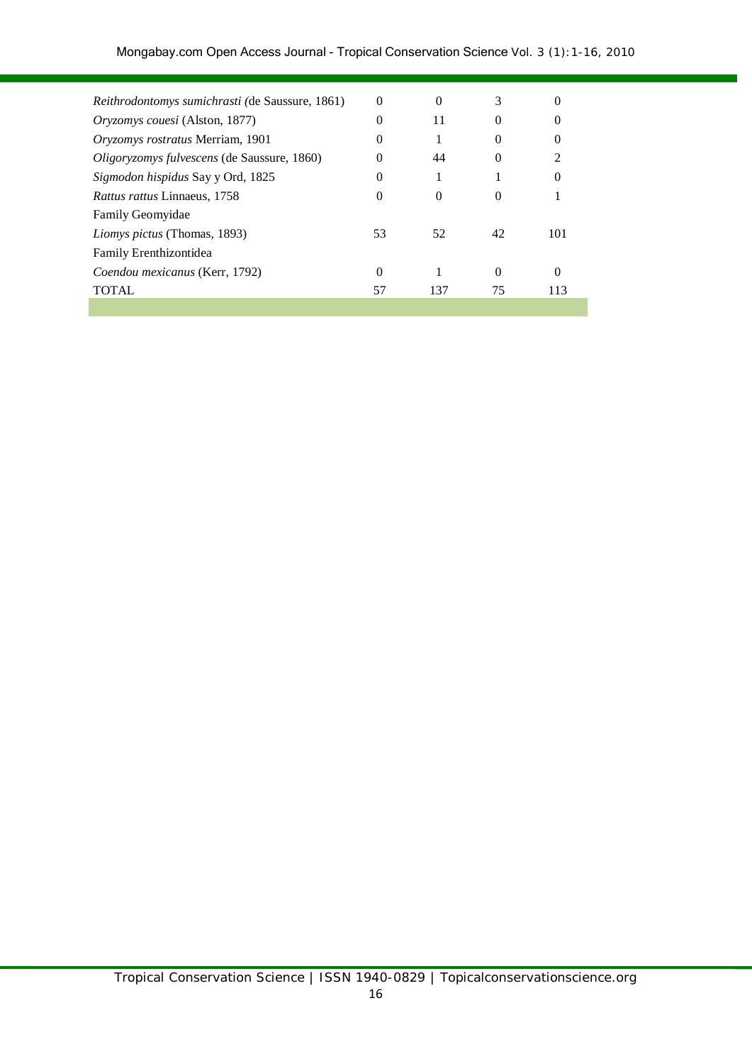| | | | | |
|---|---|---|---|---|
| *Reithrodontomys sumichrasti* (de Saussure, 1861) | 0 | 0 | 3 | 0 |
| *Oryzomys couesi* (Alston, 1877) | 0 | 11 | 0 | 0 |
| *Oryzomys rostratus* Merriam, 1901 | 0 | 1 | 0 | 0 |
| *Oligoryzomys fulvescens* (de Saussure, 1860) | 0 | 44 | 0 | 2 |
| *Sigmodon hispidus* Say y Ord, 1825 | 0 | 1 | 1 | 0 |
| *Rattus rattus* Linnaeus, 1758 | 0 | 0 | 0 | 1 |
| Family Geomyidae | | | | |
| *Liomys pictus* (Thomas, 1893) | 53 | 52 | 42 | 101 |
| Family Erenthizontidea | | | | |
| *Coendou mexicanus* (Kerr, 1792) | 0 | 1 | 0 | 0 |
| TOTAL | 57 | 137 | 75 | 113 |